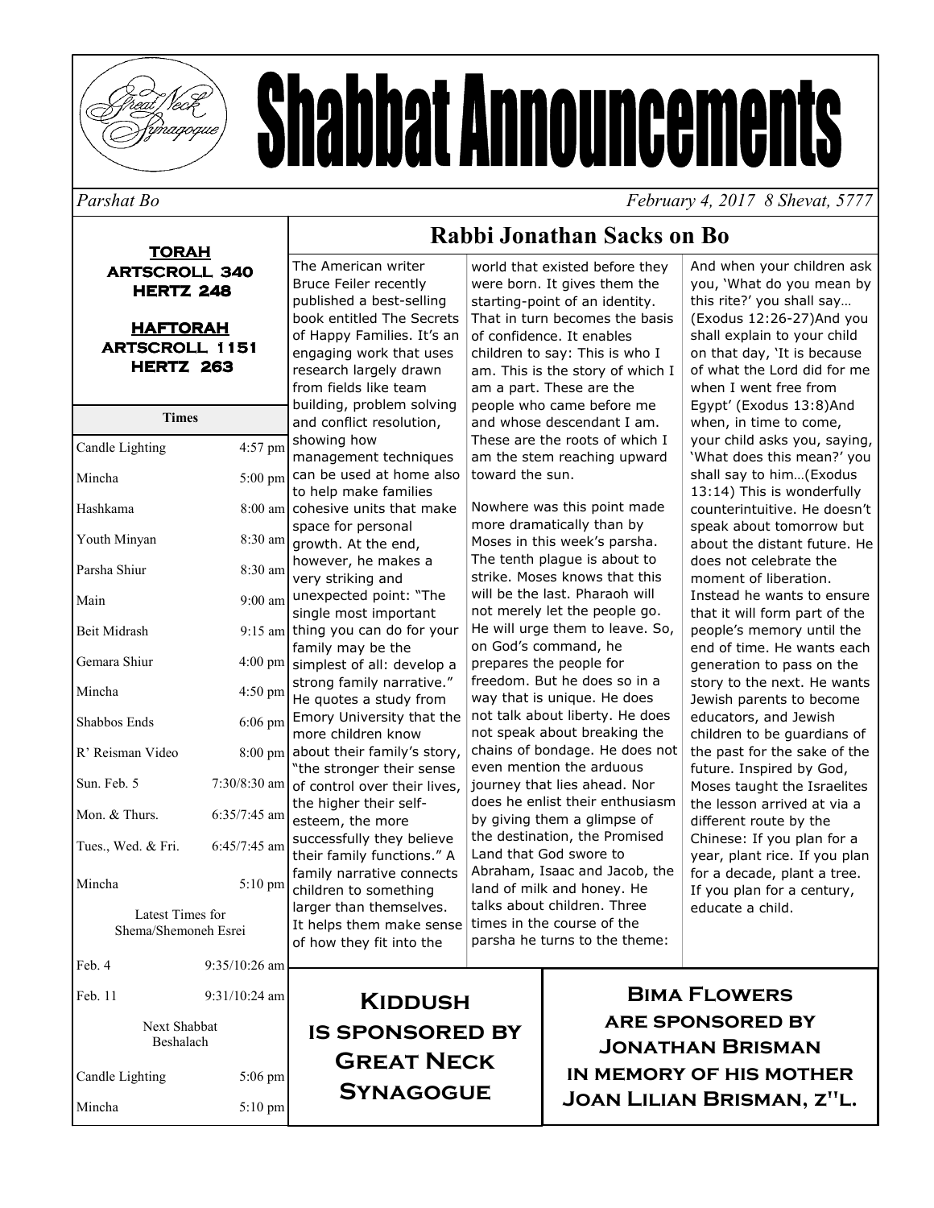# Shabbat Announcements

*Parshat Bo* *February 4, 2017 8 Shevat, 5777*

**TORAH**
**ARTSCROLL 340**
**HERTZ 248**

**HAFTORAH**
**ARTSCROLL 1151**
**HERTZ 263**

| Times | |
|---|---|
| Candle Lighting | 4:57 pm |
| Mincha | 5:00 pm |
| Hashkama | 8:00 am |
| Youth Minyan | 8:30 am |
| Parsha Shiur | 8:30 am |
| Main | 9:00 am |
| Beit Midrash | 9:15 am |
| Gemara Shiur | 4:00 pm |
| Mincha | 4:50 pm |
| Shabbos Ends | 6:06 pm |
| R' Reisman Video | 8:00 pm |
| Sun. Feb. 5 | 7:30/8:30 am |
| Mon. & Thurs. | 6:35/7:45 am |
| Tues., Wed. & Fri. | 6:45/7:45 am |
| Mincha | 5:10 pm |
| Latest Times for Shema/Shemoneh Esrei | |
| Feb. 4 | 9:35/10:26 am |
| Feb. 11 | 9:31/10:24 am |
| Next Shabbat Beshalach | |
| Candle Lighting | 5:06 pm |
| Mincha | 5:10 pm |

## Rabbi Jonathan Sacks on Bo

The American writer Bruce Feiler recently published a best-selling book entitled The Secrets of Happy Families. It's an engaging work that uses research largely drawn from fields like team building, problem solving and conflict resolution, showing how management techniques can be used at home also to help make families cohesive units that make space for personal growth. At the end, however, he makes a very striking and unexpected point: "The single most important thing you can do for your family may be the simplest of all: develop a strong family narrative." He quotes a study from Emory University that the more children know about their family's story, "the stronger their sense of control over their lives, the higher their self-esteem, the more successfully they believe their family functions." A family narrative connects children to something larger than themselves. It helps them make sense of how they fit into the world that existed before they were born. It gives them the starting-point of an identity. That in turn becomes the basis of confidence. It enables children to say: This is who I am. This is the story of which I am a part. These are the people who came before me and whose descendant I am. These are the roots of which I am the stem reaching upward toward the sun.

Nowhere was this point made more dramatically than by Moses in this week's parsha. The tenth plague is about to strike. Moses knows that this will be the last. Pharaoh will not merely let the people go. He will urge them to leave. So, on God's command, he prepares the people for freedom. But he does so in a way that is unique. He does not talk about liberty. He does not speak about breaking the chains of bondage. He does not even mention the arduous journey that lies ahead. Nor does he enlist their enthusiasm by giving them a glimpse of the destination, the Promised Land that God swore to Abraham, Isaac and Jacob, the land of milk and honey. He talks about children. Three times in the course of the parsha he turns to the theme: And when your children ask you, 'What do you mean by this rite?' you shall say… (Exodus 12:26-27)And you shall explain to your child on that day, 'It is because of what the Lord did for me when I went free from Egypt' (Exodus 13:8)And when, in time to come, your child asks you, saying, 'What does this mean?' you shall say to him…(Exodus 13:14) This is wonderfully counterintuitive. He doesn't speak about tomorrow but about the distant future. He does not celebrate the moment of liberation. Instead he wants to ensure that it will form part of the people's memory until the end of time. He wants each generation to pass on the story to the next. He wants Jewish parents to become educators, and Jewish children to be guardians of the past for the sake of the future. Inspired by God, Moses taught the Israelites the lesson arrived at via a different route by the Chinese: If you plan for a year, plant rice. If you plan for a decade, plant a tree. If you plan for a century, educate a child.

**Kiddush is sponsored by Great Neck Synagogue**

**Bima Flowers are sponsored by Jonathan Brisman in memory of his mother Joan Lilian Brisman, z"l.**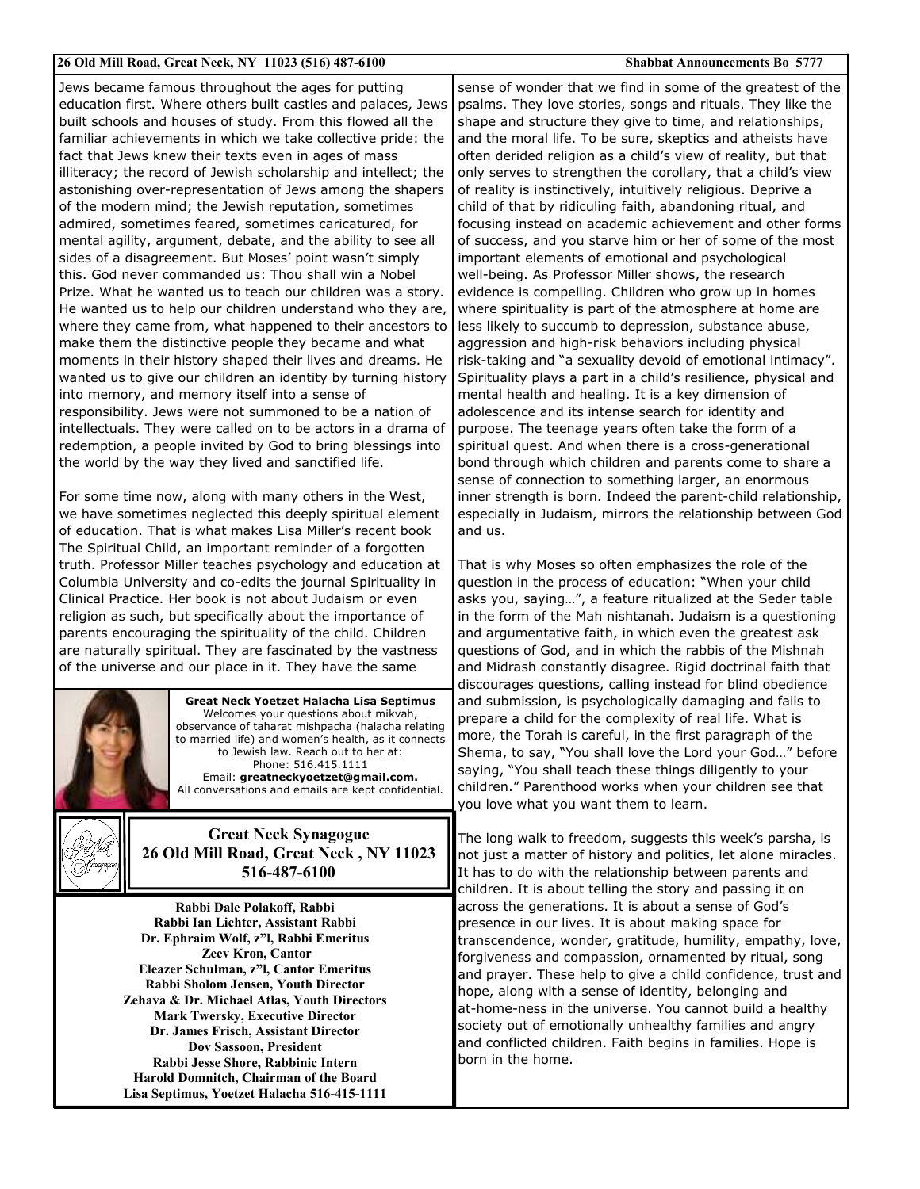Jews became famous throughout the ages for putting education first. Where others built castles and palaces, Jews built schools and houses of study. From this flowed all the familiar achievements in which we take collective pride: the fact that Jews knew their texts even in ages of mass illiteracy; the record of Jewish scholarship and intellect; the astonishing over-representation of Jews among the shapers of the modern mind; the Jewish reputation, sometimes admired, sometimes feared, sometimes caricatured, for mental agility, argument, debate, and the ability to see all sides of a disagreement. But Moses' point wasn't simply this. God never commanded us: Thou shall win a Nobel Prize. What he wanted us to teach our children was a story. He wanted us to help our children understand who they are, where they came from, what happened to their ancestors to make them the distinctive people they became and what moments in their history shaped their lives and dreams. He wanted us to give our children an identity by turning history into memory, and memory itself into a sense of responsibility. Jews were not summoned to be a nation of intellectuals. They were called on to be actors in a drama of redemption, a people invited by God to bring blessings into the world by the way they lived and sanctified life.

For some time now, along with many others in the West, we have sometimes neglected this deeply spiritual element of education. That is what makes Lisa Miller's recent book The Spiritual Child, an important reminder of a forgotten truth. Professor Miller teaches psychology and education at Columbia University and co-edits the journal Spirituality in Clinical Practice. Her book is not about Judaism or even religion as such, but specifically about the importance of parents encouraging the spirituality of the child. Children are naturally spiritual. They are fascinated by the vastness of the universe and our place in it. They have the same sense of wonder that we find in some of the greatest of the psalms. They love stories, songs and rituals. They like the shape and structure they give to time, and relationships, and the moral life. To be sure, skeptics and atheists have often derided religion as a child's view of reality, but that only serves to strengthen the corollary, that a child's view of reality is instinctively, intuitively religious. Deprive a child of that by ridiculing faith, abandoning ritual, and focusing instead on academic achievement and other forms of success, and you starve him or her of some of the most important elements of emotional and psychological well-being. As Professor Miller shows, the research evidence is compelling. Children who grow up in homes where spirituality is part of the atmosphere at home are less likely to succumb to depression, substance abuse, aggression and high-risk behaviors including physical risk-taking and "a sexuality devoid of emotional intimacy". Spirituality plays a part in a child's resilience, physical and mental health and healing. It is a key dimension of adolescence and its intense search for identity and purpose. The teenage years often take the form of a spiritual quest. And when there is a cross-generational bond through which children and parents come to share a sense of connection to something larger, an enormous inner strength is born. Indeed the parent-child relationship, especially in Judaism, mirrors the relationship between God and us.

That is why Moses so often emphasizes the role of the question in the process of education: "When your child asks you, saying…", a feature ritualized at the Seder table in the form of the Mah nishtanah. Judaism is a questioning and argumentative faith, in which even the greatest ask questions of God, and in which the rabbis of the Mishnah and Midrash constantly disagree. Rigid doctrinal faith that discourages questions, calling instead for blind obedience and submission, is psychologically damaging and fails to prepare a child for the complexity of real life. What is more, the Torah is careful, in the first paragraph of the Shema, to say, "You shall love the Lord your God…" before saying, "You shall teach these things diligently to your children." Parenthood works when your children see that you love what you want them to learn.

The long walk to freedom, suggests this week's parsha, is not just a matter of history and politics, let alone miracles. It has to do with the relationship between parents and children. It is about telling the story and passing it on across the generations. It is about a sense of God's presence in our lives. It is about making space for transcendence, wonder, gratitude, humility, empathy, love, forgiveness and compassion, ornamented by ritual, song and prayer. These help to give a child confidence, trust and hope, along with a sense of identity, belonging and at-home-ness in the universe. You cannot build a healthy society out of emotionally unhealthy families and angry and conflicted children. Faith begins in families. Hope is born in the home.

---

**Great Neck Yoetzet Halacha Lisa Septimus**
Welcomes your questions about mikvah, observance of taharat mishpacha (halacha relating to married life) and women's health, as it connects to Jewish law. Reach out to her at:
Phone: 516.415.1111
Email: **greatneckyoetzet@gmail.com.**
All conversations and emails are kept confidential.

---

**Great Neck Synagogue**
**26 Old Mill Road, Great Neck , NY 11023**
**516-487-6100**

**Rabbi Dale Polakoff, Rabbi**
**Rabbi Ian Lichter, Assistant Rabbi**
**Dr. Ephraim Wolf, z"l, Rabbi Emeritus**
**Zeev Kron, Cantor**
**Eleazer Schulman, z"l, Cantor Emeritus**
**Rabbi Sholom Jensen, Youth Director**
**Zehava & Dr. Michael Atlas, Youth Directors**
**Mark Twersky, Executive Director**
**Dr. James Frisch, Assistant Director**
**Dov Sassoon, President**
**Rabbi Jesse Shore, Rabbinic Intern**
**Harold Domnitch, Chairman of the Board**
**Lisa Septimus, Yoetzet Halacha 516-415-1111**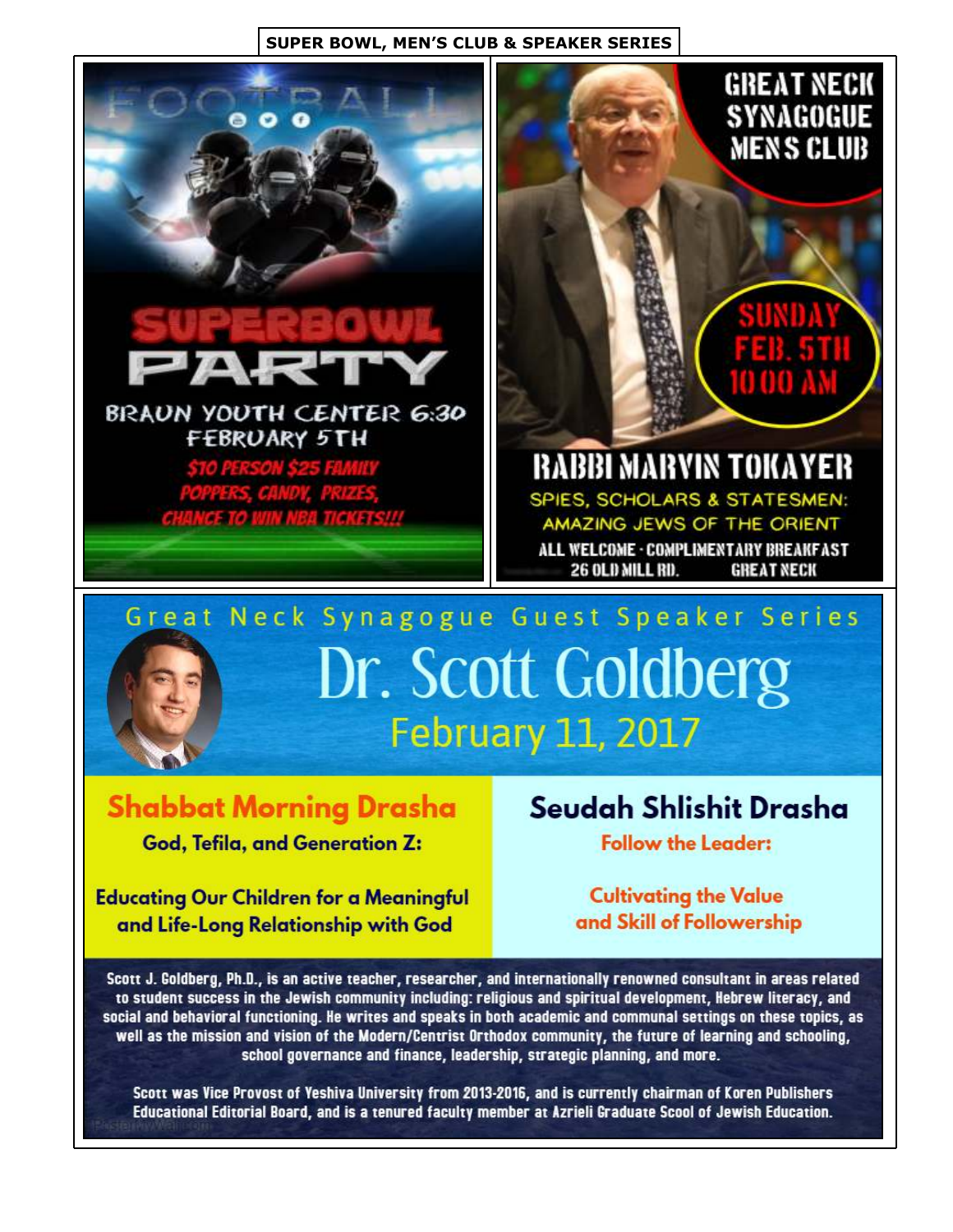## SUPER BOWL, MEN'S CLUB & SPEAKER SERIES

### SUPERBOWL PARTY

BRAUN YOUTH CENTER 6:30
FEBRUARY 5TH

$10 PERSON $25 FAMILY
POPPERS, CANDY, PRIZES,
CHANCE TO WIN NBA TICKETS!!!

### GREAT NECK SYNAGOGUE MEN'S CLUB

SUNDAY
FEB. 5TH
10:00 AM

**RABBI MARVIN TOKAYER**

SPIES, SCHOLARS & STATESMEN:
AMAZING JEWS OF THE ORIENT

ALL WELCOME · COMPLIMENTARY BREAKFAST
26 OLD MILL RD. GREAT NECK

### Great Neck Synagogue Guest Speaker Series

## Dr. Scott Goldberg

February 11, 2017

**Shabbat Morning Drasha**

God, Tefila, and Generation Z:

Educating Our Children for a Meaningful and Life-Long Relationship with God

**Seudah Shlishit Drasha**

Follow the Leader:

Cultivating the Value and Skill of Followership

Scott J. Goldberg, Ph.D., is an active teacher, researcher, and internationally renowned consultant in areas related to student success in the Jewish community including: religious and spiritual development, Hebrew literacy, and social and behavioral functioning. He writes and speaks in both academic and communal settings on these topics, as well as the mission and vision of the Modern/Centrist Orthodox community, the future of learning and schooling, school governance and finance, leadership, strategic planning, and more.

Scott was Vice Provost of Yeshiva University from 2013-2016, and is currently chairman of Koren Publishers Educational Editorial Board, and is a tenured faculty member at Azrieli Graduate Scool of Jewish Education.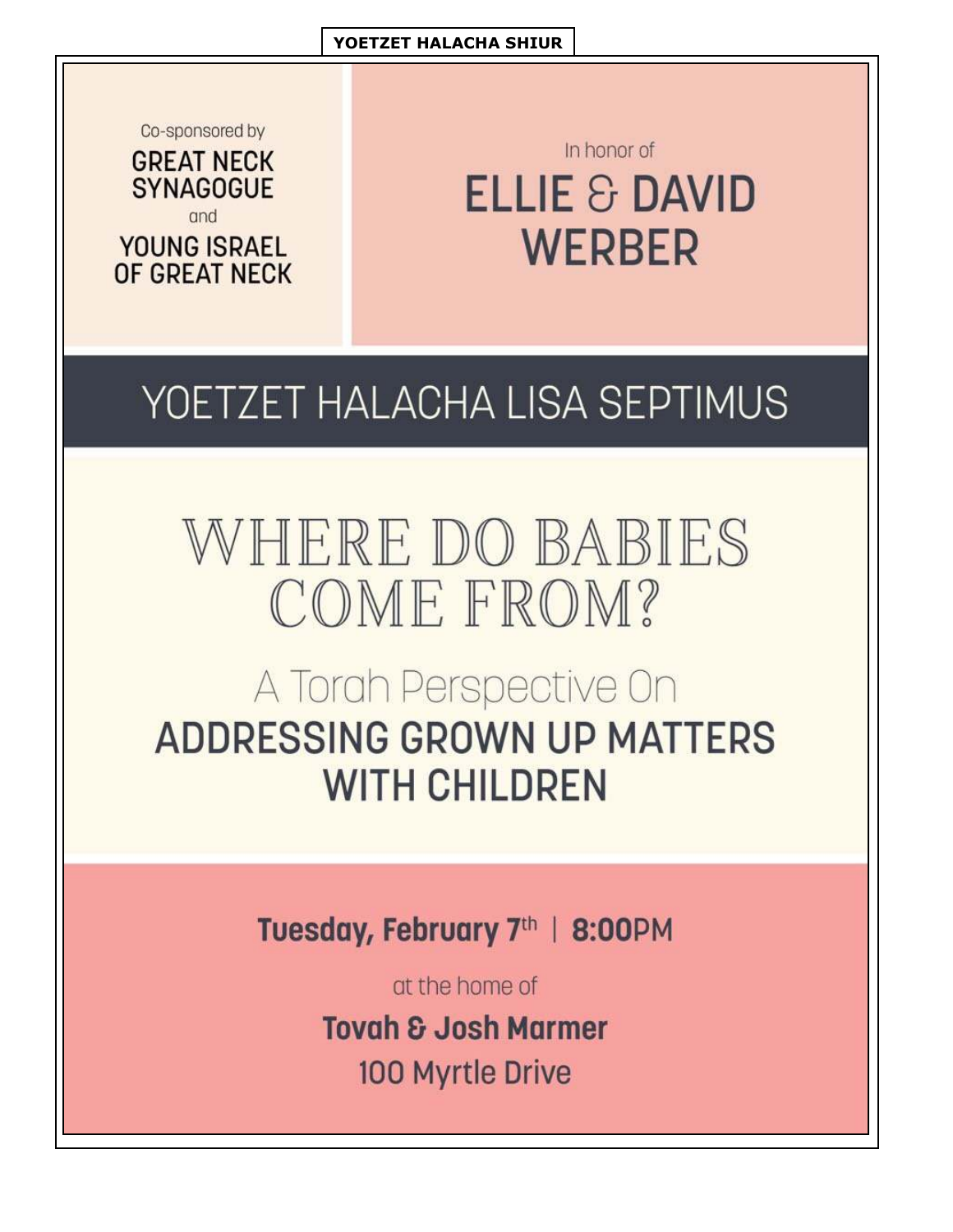**YOETZET HALACHA SHIUR**

Co-sponsored by

**GREAT NECK SYNAGOGUE**

and

**YOUNG ISRAEL OF GREAT NECK**

In honor of

**ELLIE & DAVID WERBER**

# YOETZET HALACHA LISA SEPTIMUS

# WHERE DO BABIES COME FROM?

A Torah Perspective On

## ADDRESSING GROWN UP MATTERS WITH CHILDREN

**Tuesday, February 7th | 8:00PM**

at the home of

**Tovah & Josh Marmer**

100 Myrtle Drive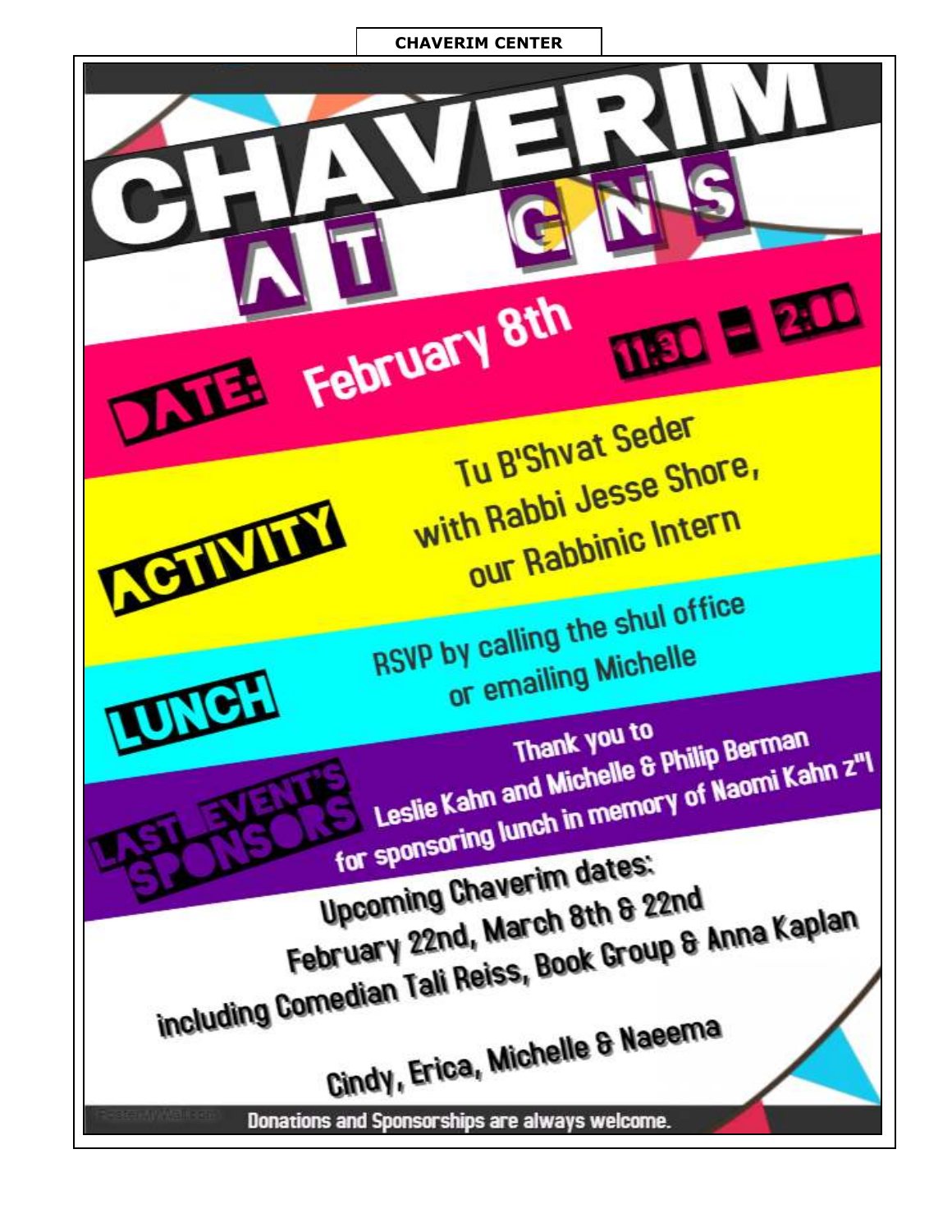**CHAVERIM CENTER**

# CHAVERIM AT GNS

**DATE:** February 8th 11:30 – 2:00

**ACTIVITY**

Tu B'Shvat Seder
with Rabbi Jesse Shore,
our Rabbinic Intern

**LUNCH**

RSVP by calling the shul office
or emailing Michelle

**LAST EVENT'S SPONSORS**

Thank you to
Leslie Kahn and Michelle & Philip Berman
for sponsoring lunch in memory of Naomi Kahn z"l

Upcoming Chaverim dates:
February 22nd, March 8th & 22nd
including Comedian Tali Reiss, Book Group & Anna Kaplan

Cindy, Erica, Michelle & Naeema

Donations and Sponsorships are always welcome.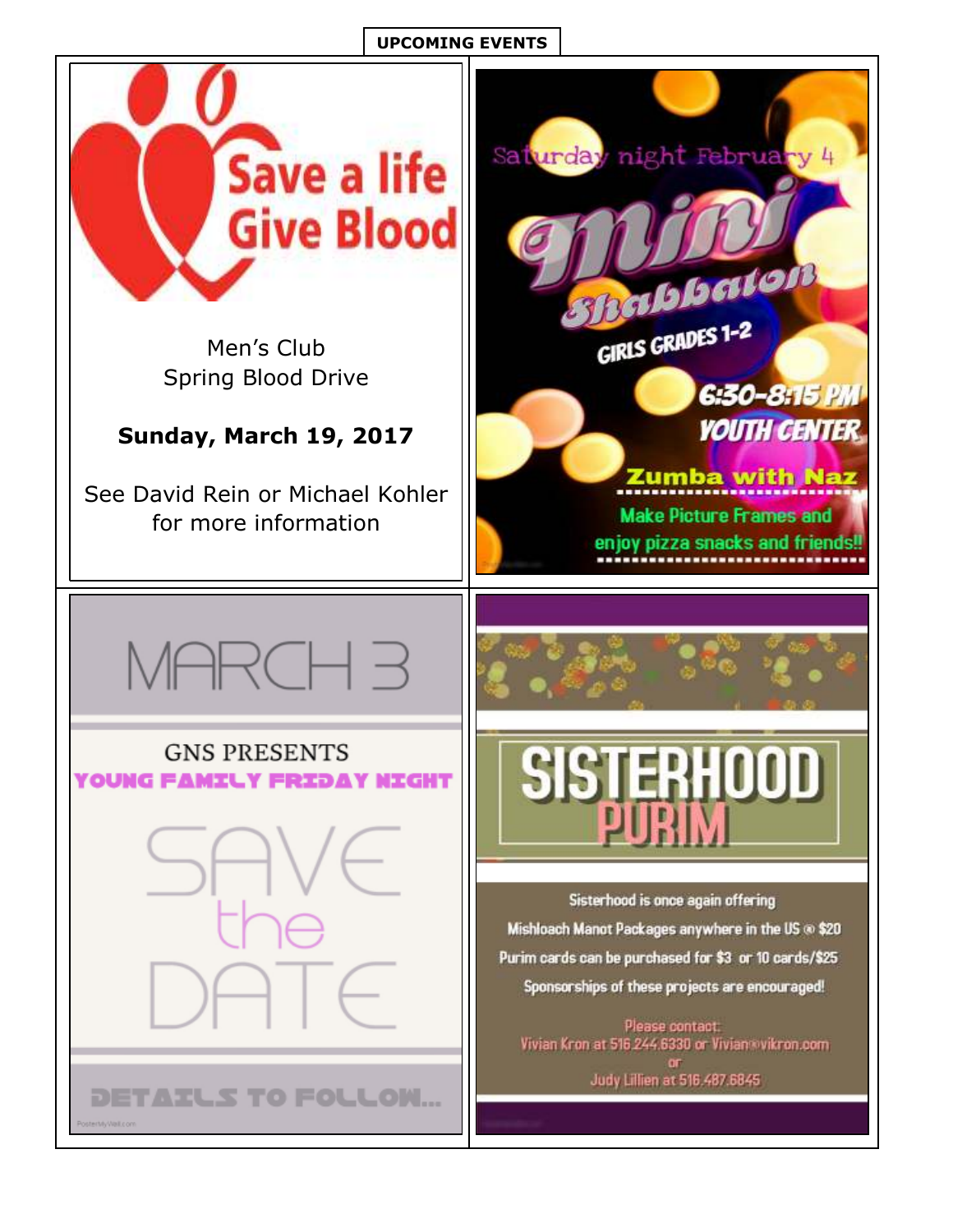# UPCOMING EVENTS

**Save a life**
**Give Blood**

Men's Club
Spring Blood Drive

**Sunday, March 19, 2017**

See David Rein or Michael Kohler for more information

---

Saturday night February 4

**Mini Shabbaton**

GIRLS GRADES 1-2

6:30-8:15 PM
YOUTH CENTER

Zumba with Naz

Make Picture Frames and enjoy pizza snacks and friends!!

---

MARCH 3

GNS PRESENTS
YOUNG FAMILY FRIDAY NIGHT

SAVE the DATE

DETAILS TO FOLLOW...

---

**SISTERHOOD PURIM**

Sisterhood is once again offering
Mishloach Manot Packages anywhere in the US @ $20
Purim cards can be purchased for $3 or 10 cards/$25
Sponsorships of these projects are encouraged!

Please contact:
Vivian Kron at 516.244.6330 or Vivian@vikron.com
or
Judy Lillien at 516.487.6845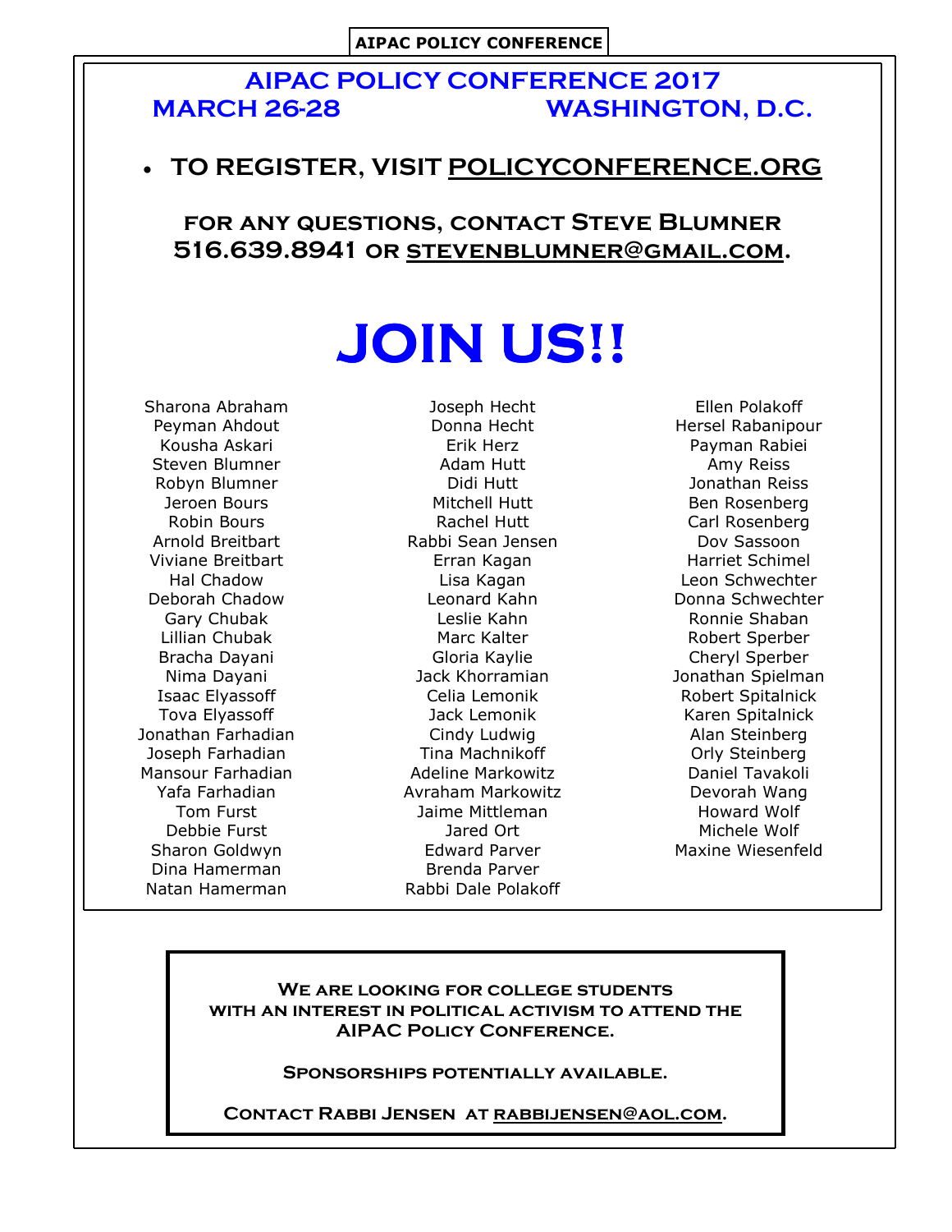AIPAC POLICY CONFERENCE

# AIPAC POLICY CONFERENCE 2017

**MARCH 26-28 WASHINGTON, D.C.**

- **TO REGISTER, VISIT POLICYCONFERENCE.ORG**

**FOR ANY QUESTIONS, CONTACT STEVE BLUMNER 516.639.8941 OR STEVENBLUMNER@GMAIL.COM.**

# JOIN US!!

Sharona Abraham
Peyman Ahdout
Kousha Askari
Steven Blumner
Robyn Blumner
Jeroen Bours
Robin Bours
Arnold Breitbart
Viviane Breitbart
Hal Chadow
Deborah Chadow
Gary Chubak
Lillian Chubak
Bracha Dayani
Nima Dayani
Isaac Elyassoff
Tova Elyassoff
Jonathan Farhadian
Joseph Farhadian
Mansour Farhadian
Yafa Farhadian
Tom Furst
Debbie Furst
Sharon Goldwyn
Dina Hamerman
Natan Hamerman
Joseph Hecht
Donna Hecht
Erik Herz
Adam Hutt
Didi Hutt
Mitchell Hutt
Rachel Hutt
Rabbi Sean Jensen
Erran Kagan
Lisa Kagan
Leonard Kahn
Leslie Kahn
Marc Kalter
Gloria Kaylie
Jack Khorramian
Celia Lemonik
Jack Lemonik
Cindy Ludwig
Tina Machnikoff
Adeline Markowitz
Avraham Markowitz
Jaime Mittleman
Jared Ort
Edward Parver
Brenda Parver
Rabbi Dale Polakoff
Ellen Polakoff
Hersel Rabanipour
Payman Rabiei
Amy Reiss
Jonathan Reiss
Ben Rosenberg
Carl Rosenberg
Dov Sassoon
Harriet Schimel
Leon Schwechter
Donna Schwechter
Ronnie Shaban
Robert Sperber
Cheryl Sperber
Jonathan Spielman
Robert Spitalnick
Karen Spitalnick
Alan Steinberg
Orly Steinberg
Daniel Tavakoli
Devorah Wang
Howard Wolf
Michele Wolf
Maxine Wiesenfeld

**WE ARE LOOKING FOR COLLEGE STUDENTS WITH AN INTEREST IN POLITICAL ACTIVISM TO ATTEND THE AIPAC POLICY CONFERENCE.**

**SPONSORSHIPS POTENTIALLY AVAILABLE.**

**CONTACT RABBI JENSEN AT RABBIJENSEN@AOL.COM.**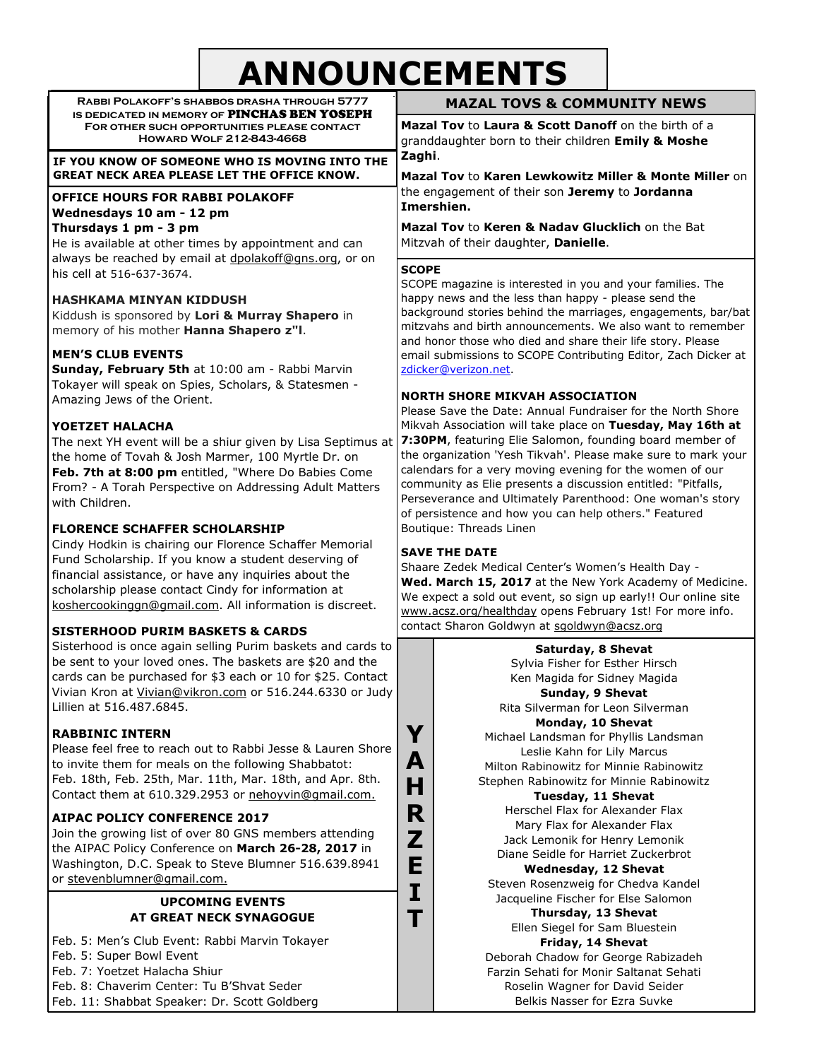# ANNOUNCEMENTS

**Rabbi Polakoff's shabbos drasha through 5777 is dedicated in memory of PINCHAS BEN YOSEPH**
**For other such opportunities please contact Howard Wolf 212-843-4668**

**IF YOU KNOW OF SOMEONE WHO IS MOVING INTO THE GREAT NECK AREA PLEASE LET THE OFFICE KNOW.**

### OFFICE HOURS FOR RABBI POLAKOFF

**Wednesdays 10 am - 12 pm**
**Thursdays 1 pm - 3 pm**
He is available at other times by appointment and can always be reached by email at dpolakoff@gns.org, or on his cell at 516-637-3674.

### HASHKAMA MINYAN KIDDUSH

Kiddush is sponsored by **Lori & Murray Shapero** in memory of his mother **Hanna Shapero z"l**.

### MEN'S CLUB EVENTS

**Sunday, February 5th** at 10:00 am - Rabbi Marvin Tokayer will speak on Spies, Scholars, & Statesmen - Amazing Jews of the Orient.

### YOETZET HALACHA

The next YH event will be a shiur given by Lisa Septimus at the home of Tovah & Josh Marmer, 100 Myrtle Dr. on **Feb. 7th at 8:00 pm** entitled, "Where Do Babies Come From? - A Torah Perspective on Addressing Adult Matters with Children.

### FLORENCE SCHAFFER SCHOLARSHIP

Cindy Hodkin is chairing our Florence Schaffer Memorial Fund Scholarship. If you know a student deserving of financial assistance, or have any inquiries about the scholarship please contact Cindy for information at koshercookinggn@gmail.com. All information is discreet.

### SISTERHOOD PURIM BASKETS & CARDS

Sisterhood is once again selling Purim baskets and cards to be sent to your loved ones. The baskets are $20 and the cards can be purchased for $3 each or 10 for $25. Contact Vivian Kron at Vivian@vikron.com or 516.244.6330 or Judy Lillien at 516.487.6845.

### RABBINIC INTERN

Please feel free to reach out to Rabbi Jesse & Lauren Shore to invite them for meals on the following Shabbatot: Feb. 18th, Feb. 25th, Mar. 11th, Mar. 18th, and Apr. 8th. Contact them at 610.329.2953 or nehoyvin@gmail.com.

### AIPAC POLICY CONFERENCE 2017

Join the growing list of over 80 GNS members attending the AIPAC Policy Conference on **March 26-28, 2017** in Washington, D.C. Speak to Steve Blumner 516.639.8941 or stevenblumner@gmail.com.

### UPCOMING EVENTS AT GREAT NECK SYNAGOGUE

- Feb. 5: Men's Club Event: Rabbi Marvin Tokayer
- Feb. 5: Super Bowl Event
- Feb. 7: Yoetzet Halacha Shiur
- Feb. 8: Chaverim Center: Tu B'Shvat Seder
- Feb. 11: Shabbat Speaker: Dr. Scott Goldberg

### MAZAL TOVS & COMMUNITY NEWS

**Mazal Tov** to **Laura & Scott Danoff** on the birth of a granddaughter born to their children **Emily & Moshe Zaghi**.

**Mazal Tov** to **Karen Lewkowitz Miller & Monte Miller** on the engagement of their son **Jeremy** to **Jordanna Imershien.**

**Mazal Tov** to **Keren & Nadav Glucklich** on the Bat Mitzvah of their daughter, **Danielle**.

### SCOPE

SCOPE magazine is interested in you and your families. The happy news and the less than happy - please send the background stories behind the marriages, engagements, bar/bat mitzvahs and birth announcements. We also want to remember and honor those who died and share their life story. Please email submissions to SCOPE Contributing Editor, Zach Dicker at zdicker@verizon.net.

### NORTH SHORE MIKVAH ASSOCIATION

Please Save the Date: Annual Fundraiser for the North Shore Mikvah Association will take place on **Tuesday, May 16th at 7:30PM**, featuring Elie Salomon, founding board member of the organization 'Yesh Tikvah'. Please make sure to mark your calendars for a very moving evening for the women of our community as Elie presents a discussion entitled: "Pitfalls, Perseverance and Ultimately Parenthood: One woman's story of persistence and how you can help others." Featured Boutique: Threads Linen

### SAVE THE DATE

Shaare Zedek Medical Center's Women's Health Day - **Wed. March 15, 2017** at the New York Academy of Medicine. We expect a sold out event, so sign up early!! Our online site www.acsz.org/healthday opens February 1st! For more info. contact Sharon Goldwyn at sgoldwyn@acsz.org

### YAHRZEIT

**Saturday, 8 Shevat**
Sylvia Fisher for Esther Hirsch
Ken Magida for Sidney Magida

**Sunday, 9 Shevat**
Rita Silverman for Leon Silverman

**Monday, 10 Shevat**
Michael Landsman for Phyllis Landsman
Leslie Kahn for Lily Marcus
Milton Rabinowitz for Minnie Rabinowitz
Stephen Rabinowitz for Minnie Rabinowitz

**Tuesday, 11 Shevat**
Herschel Flax for Alexander Flax
Mary Flax for Alexander Flax
Jack Lemonik for Henry Lemonik
Diane Seidle for Harriet Zuckerbrot

**Wednesday, 12 Shevat**
Steven Rosenzweig for Chedva Kandel
Jacqueline Fischer for Else Salomon

**Thursday, 13 Shevat**
Ellen Siegel for Sam Bluestein

**Friday, 14 Shevat**
Deborah Chadow for George Rabizadeh
Farzin Sehati for Monir Saltanat Sehati
Roselin Wagner for David Seider
Belkis Nasser for Ezra Suvke